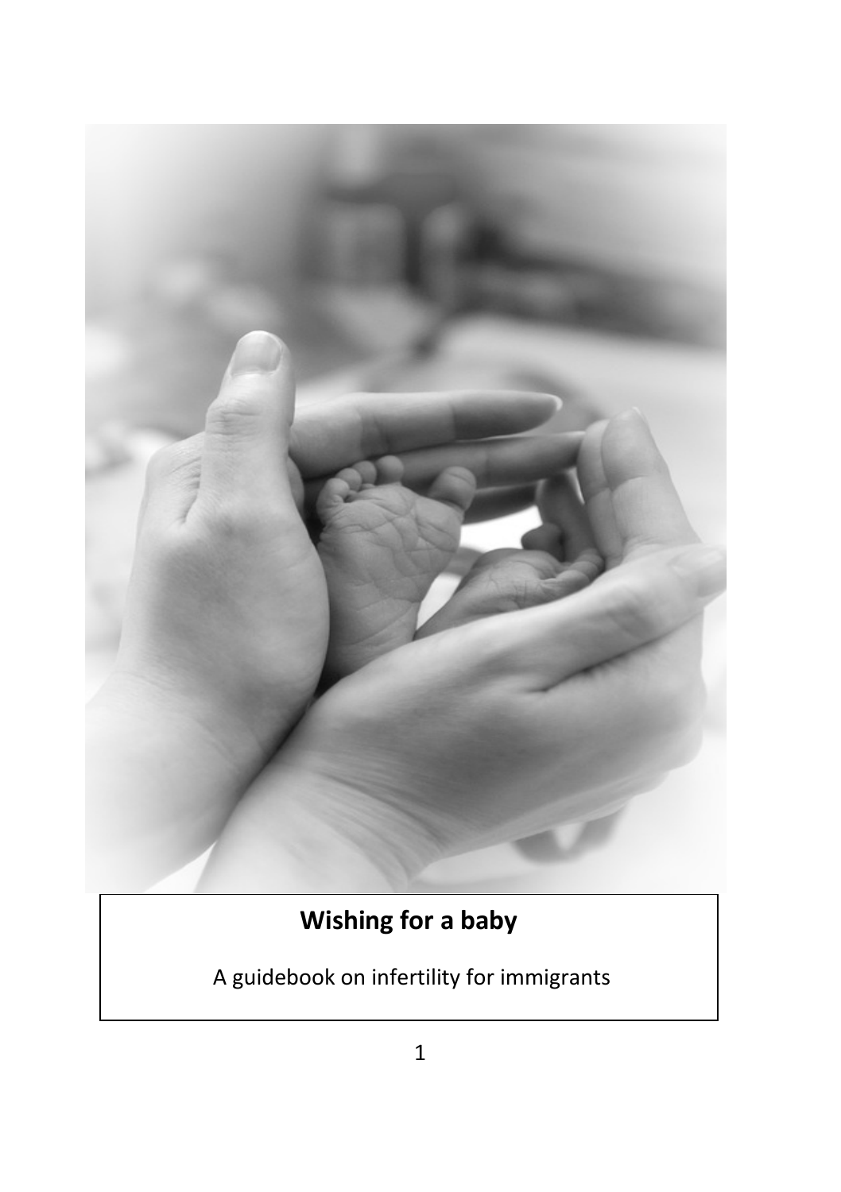# Wishing for a baby

A guidebook on infertility for immigrants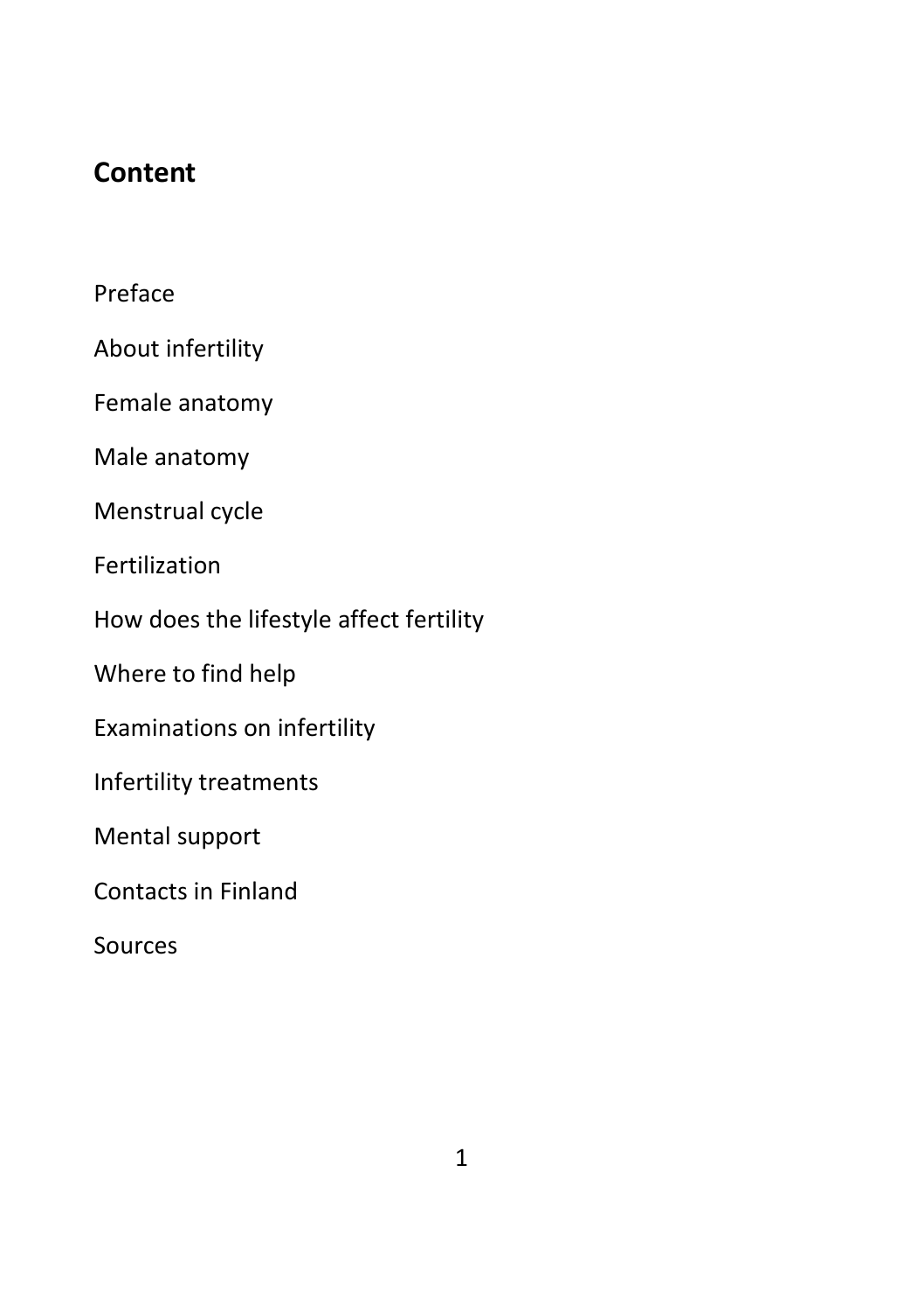## Content

Preface

About infertility

Female anatomy

Male anatomy

Menstrual cycle

Fertilization

How does the lifestyle affect fertility

Where to find help

Examinations on infertility

Infertility treatments

Mental support

Contacts in Finland

Sources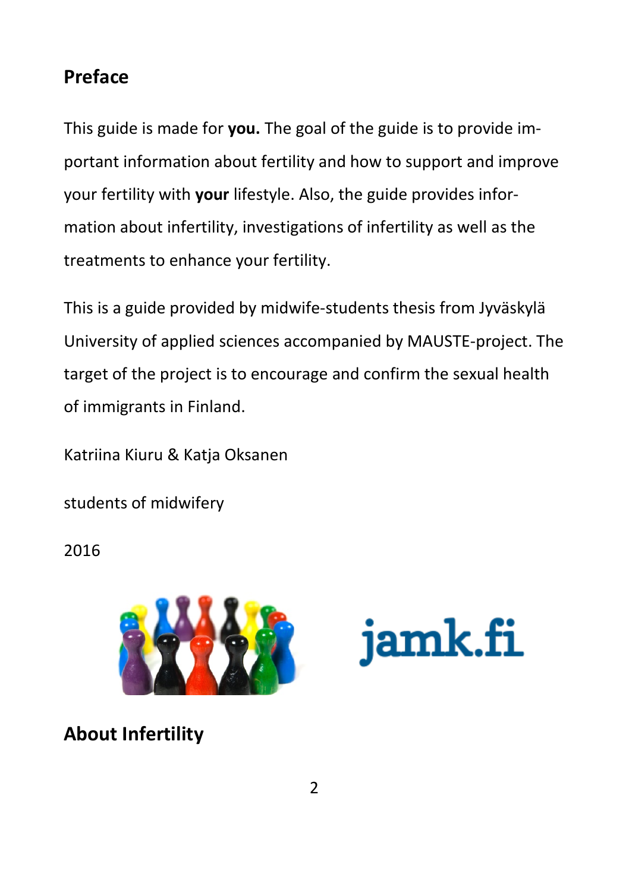## Preface

This guide is made for **you.** The goal of the guide is to provide important information about fertility and how to support and improve your fertility with **your** lifestyle. Also, the guide provides information about infertility, investigations of infertility as well as the treatments to enhance your fertility.

This is a guide provided by midwife-students thesis from Jyväskylä University of applied sciences accompanied by MAUSTE-project. The target of the project is to encourage and confirm the sexual health of immigrants in Finland.

Katriina Kiuru & Katja Oksanen

students of midwifery

2016

jamk.fi

## About Infertility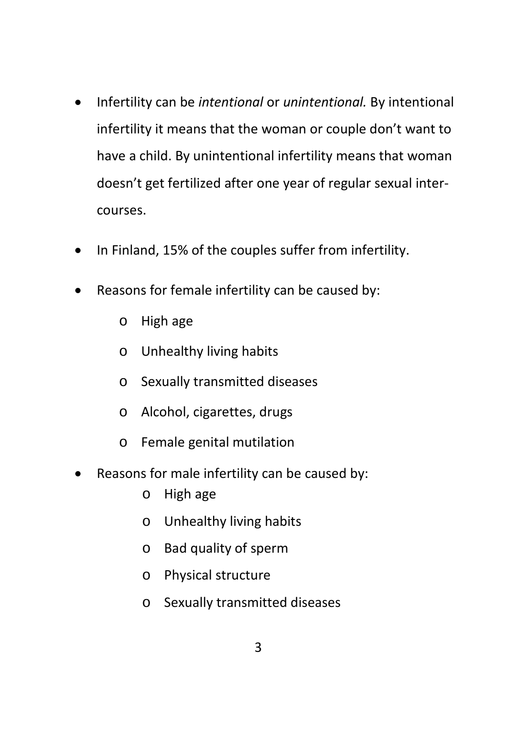- Infertility can be *intentional* or *unintentional.* By intentional infertility it means that the woman or couple don't want to have a child. By unintentional infertility means that woman doesn't get fertilized after one year of regular sexual inter-courses.
- In Finland, 15% of the couples suffer from infertility.
- Reasons for female infertility can be caused by:
    - High age
    - Unhealthy living habits
    - Sexually transmitted diseases
    - Alcohol, cigarettes, drugs
    - Female genital mutilation
- Reasons for male infertility can be caused by:
    - High age
    - Unhealthy living habits
    - Bad quality of sperm
    - Physical structure
    - Sexually transmitted diseases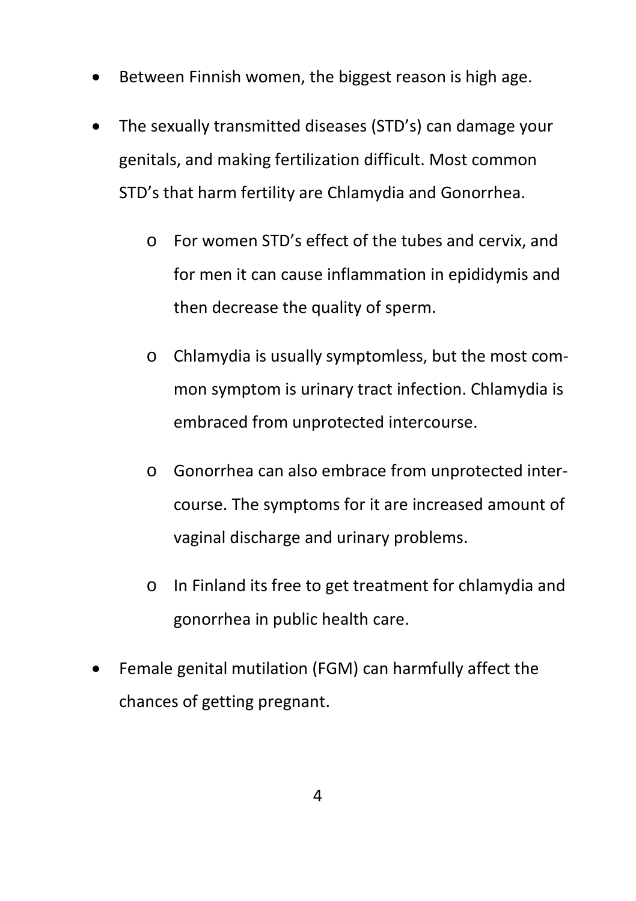- Between Finnish women, the biggest reason is high age.
- The sexually transmitted diseases (STD's) can damage your genitals, and making fertilization difficult. Most common STD's that harm fertility are Chlamydia and Gonorrhea.
    - For women STD's effect of the tubes and cervix, and for men it can cause inflammation in epididymis and then decrease the quality of sperm.
    - Chlamydia is usually symptomless, but the most common symptom is urinary tract infection. Chlamydia is embraced from unprotected intercourse.
    - Gonorrhea can also embrace from unprotected intercourse. The symptoms for it are increased amount of vaginal discharge and urinary problems.
    - In Finland its free to get treatment for chlamydia and gonorrhea in public health care.
- Female genital mutilation (FGM) can harmfully affect the chances of getting pregnant.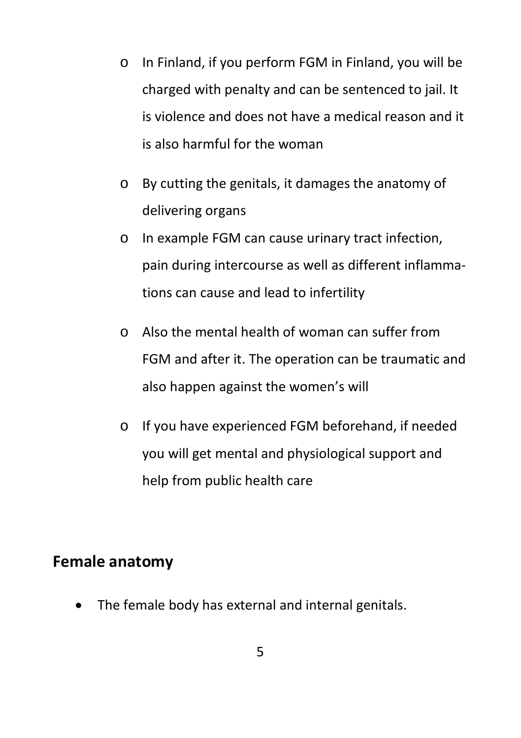- In Finland, if you perform FGM in Finland, you will be charged with penalty and can be sentenced to jail. It is violence and does not have a medical reason and it is also harmful for the woman
- By cutting the genitals, it damages the anatomy of delivering organs
- In example FGM can cause urinary tract infection, pain during intercourse as well as different inflammations can cause and lead to infertility
- Also the mental health of woman can suffer from FGM and after it. The operation can be traumatic and also happen against the women's will
- If you have experienced FGM beforehand, if needed you will get mental and physiological support and help from public health care

## Female anatomy

- The female body has external and internal genitals.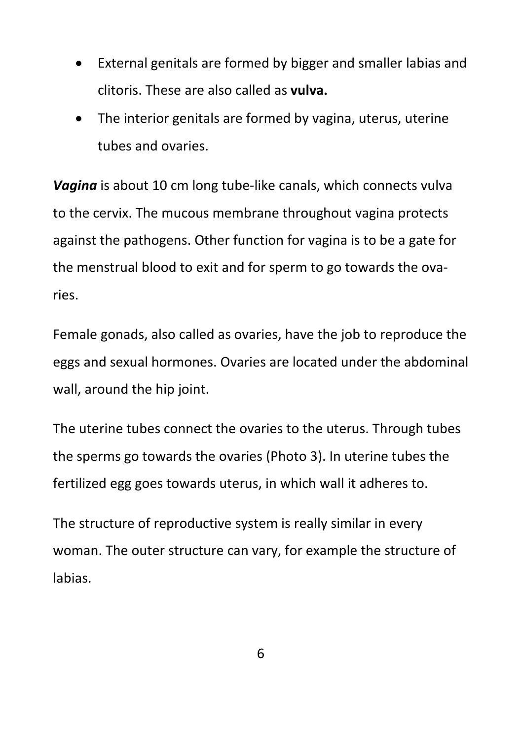- External genitals are formed by bigger and smaller labias and clitoris. These are also called as **vulva.**
- The interior genitals are formed by vagina, uterus, uterine tubes and ovaries.

***Vagina*** is about 10 cm long tube-like canals, which connects vulva to the cervix. The mucous membrane throughout vagina protects against the pathogens. Other function for vagina is to be a gate for the menstrual blood to exit and for sperm to go towards the ovaries.

Female gonads, also called as ovaries, have the job to reproduce the eggs and sexual hormones. Ovaries are located under the abdominal wall, around the hip joint.

The uterine tubes connect the ovaries to the uterus. Through tubes the sperms go towards the ovaries (Photo 3). In uterine tubes the fertilized egg goes towards uterus, in which wall it adheres to.

The structure of reproductive system is really similar in every woman. The outer structure can vary, for example the structure of labias.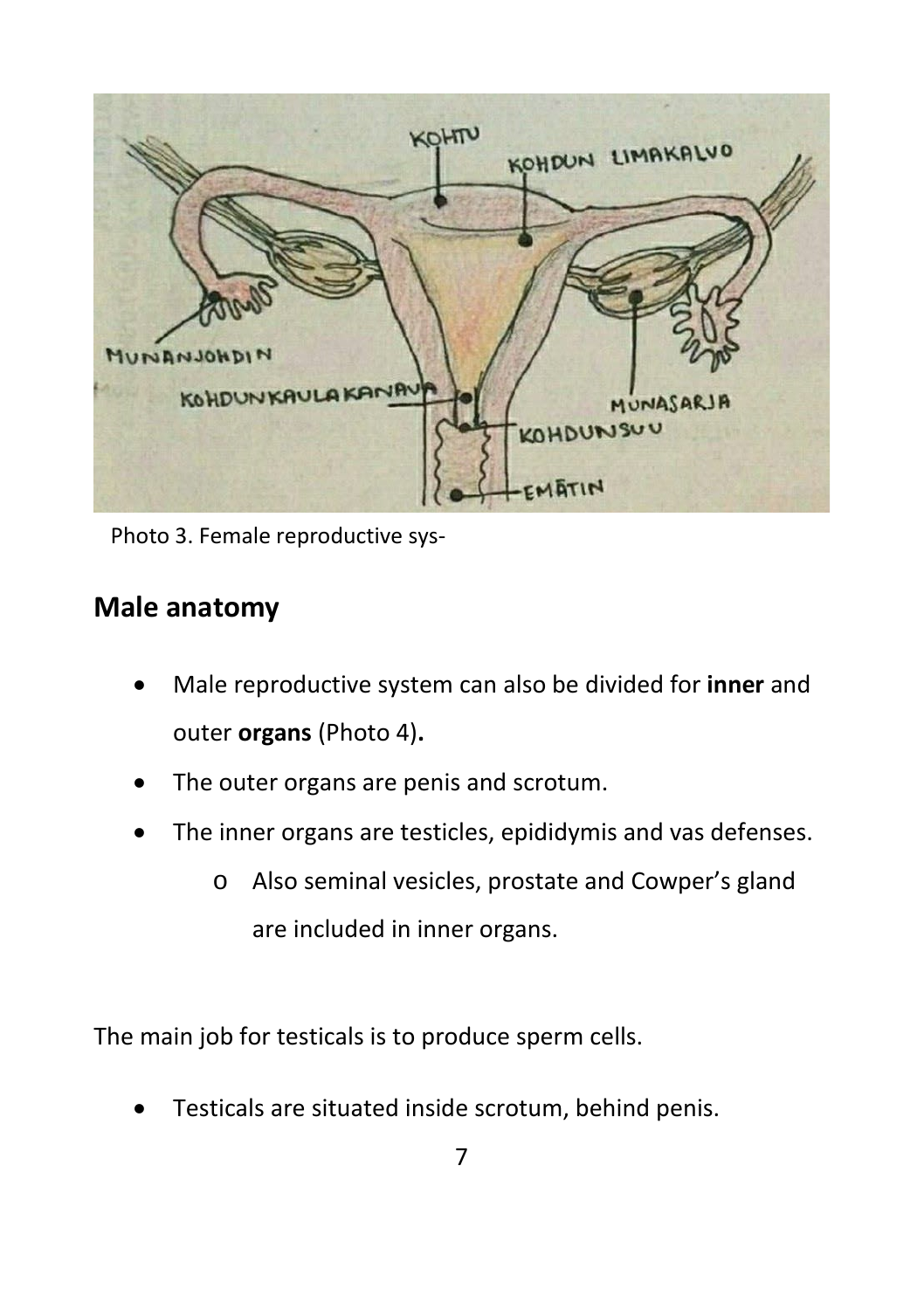Photo 3. Female reproductive sys-

## Male anatomy

- Male reproductive system can also be divided for **inner** and outer **organs** (Photo 4)**.**
- The outer organs are penis and scrotum.
- The inner organs are testicles, epididymis and vas defenses.
    - Also seminal vesicles, prostate and Cowper’s gland are included in inner organs.

The main job for testicals is to produce sperm cells.

- Testicals are situated inside scrotum, behind penis.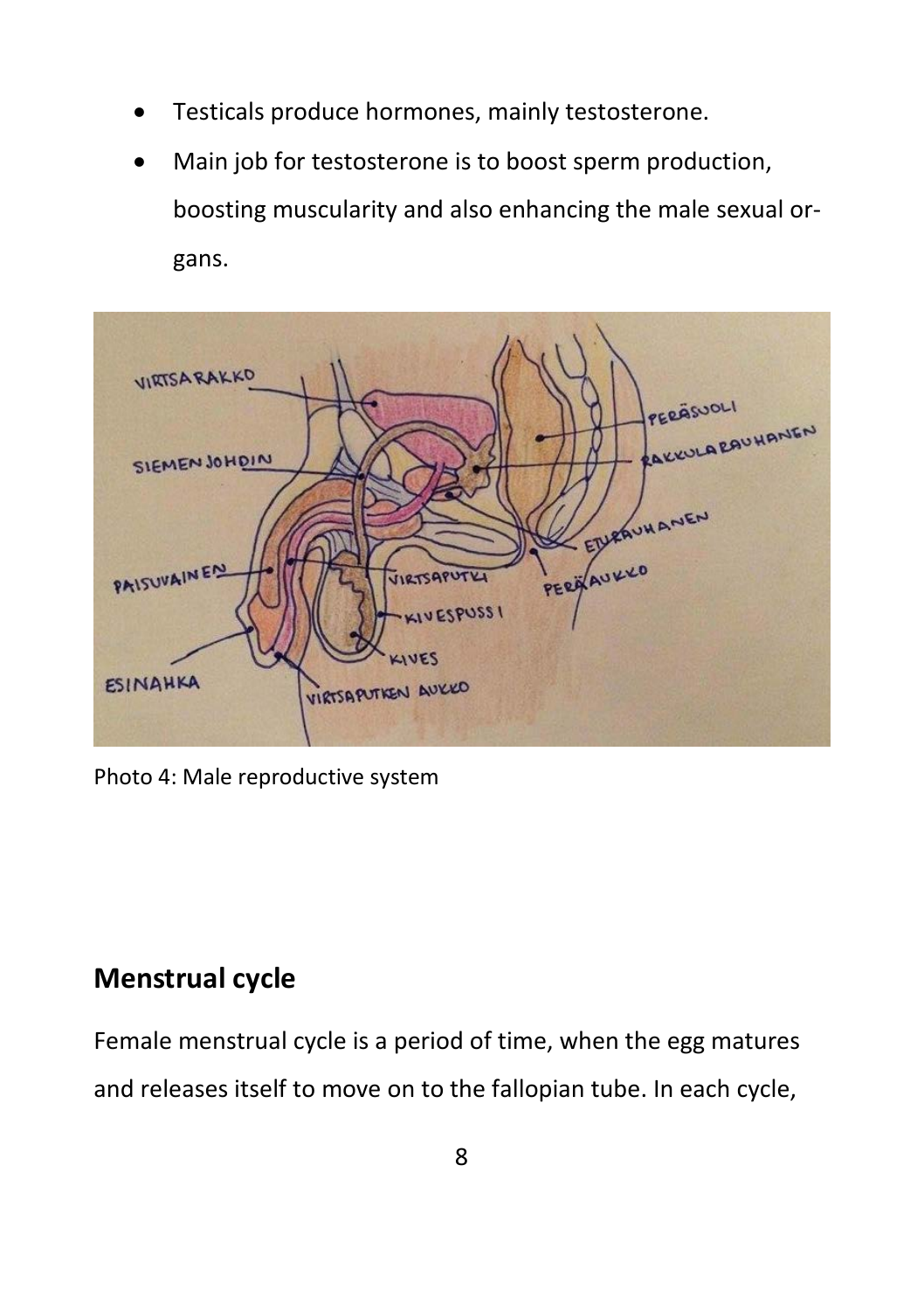- Testicals produce hormones, mainly testosterone.
- Main job for testosterone is to boost sperm production, boosting muscularity and also enhancing the male sexual organs.

Photo 4: Male reproductive system

## Menstrual cycle

Female menstrual cycle is a period of time, when the egg matures and releases itself to move on to the fallopian tube. In each cycle,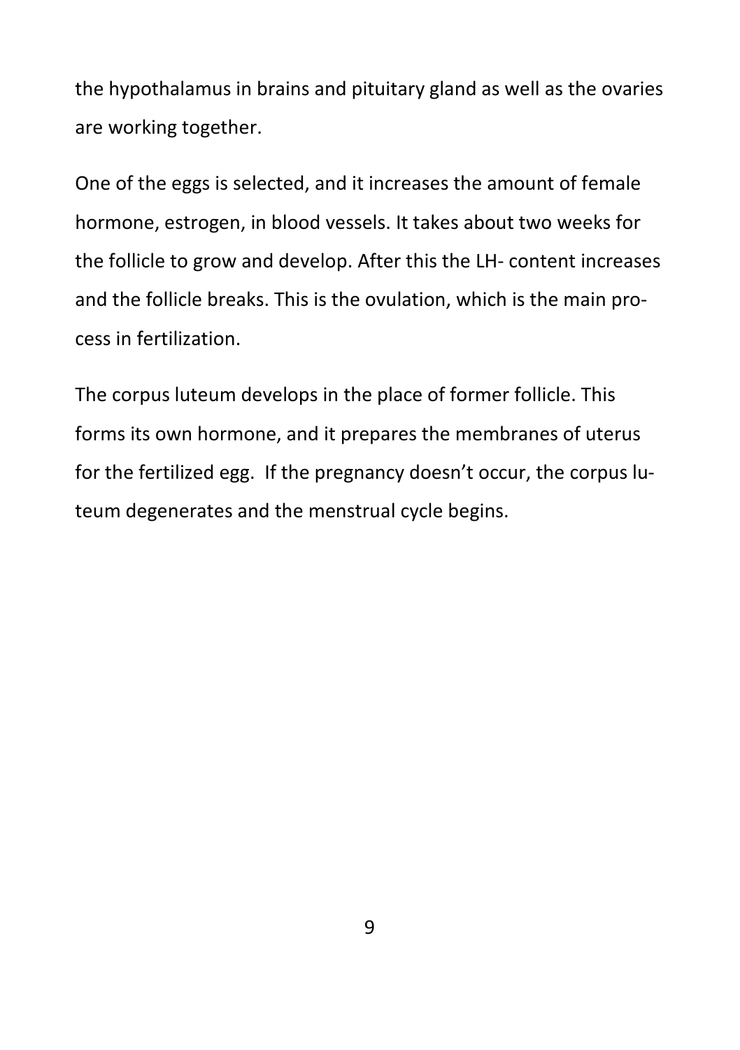the hypothalamus in brains and pituitary gland as well as the ovaries are working together.

One of the eggs is selected, and it increases the amount of female hormone, estrogen, in blood vessels. It takes about two weeks for the follicle to grow and develop. After this the LH- content increases and the follicle breaks. This is the ovulation, which is the main process in fertilization.

The corpus luteum develops in the place of former follicle. This forms its own hormone, and it prepares the membranes of uterus for the fertilized egg.  If the pregnancy doesn't occur, the corpus luteum degenerates and the menstrual cycle begins.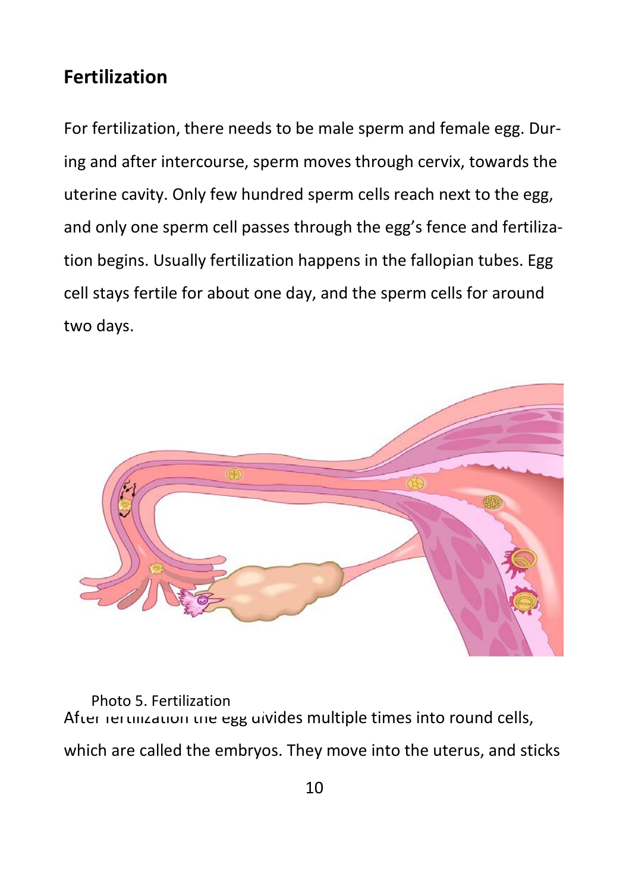## Fertilization

For fertilization, there needs to be male sperm and female egg. During and after intercourse, sperm moves through cervix, towards the uterine cavity. Only few hundred sperm cells reach next to the egg, and only one sperm cell passes through the egg's fence and fertilization begins. Usually fertilization happens in the fallopian tubes. Egg cell stays fertile for about one day, and the sperm cells for around two days.

Photo 5. Fertilization

After fertilization the egg divides multiple times into round cells, which are called the embryos. They move into the uterus, and sticks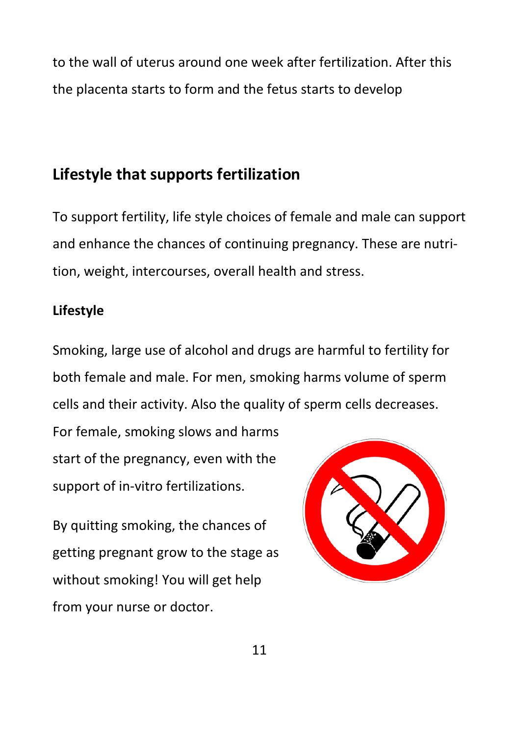to the wall of uterus around one week after fertilization. After this the placenta starts to form and the fetus starts to develop

## Lifestyle that supports fertilization

To support fertility, life style choices of female and male can support and enhance the chances of continuing pregnancy. These are nutrition, weight, intercourses, overall health and stress.

### Lifestyle

Smoking, large use of alcohol and drugs are harmful to fertility for both female and male. For men, smoking harms volume of sperm cells and their activity. Also the quality of sperm cells decreases. For female, smoking slows and harms start of the pregnancy, even with the support of in-vitro fertilizations.

By quitting smoking, the chances of getting pregnant grow to the stage as without smoking! You will get help from your nurse or doctor.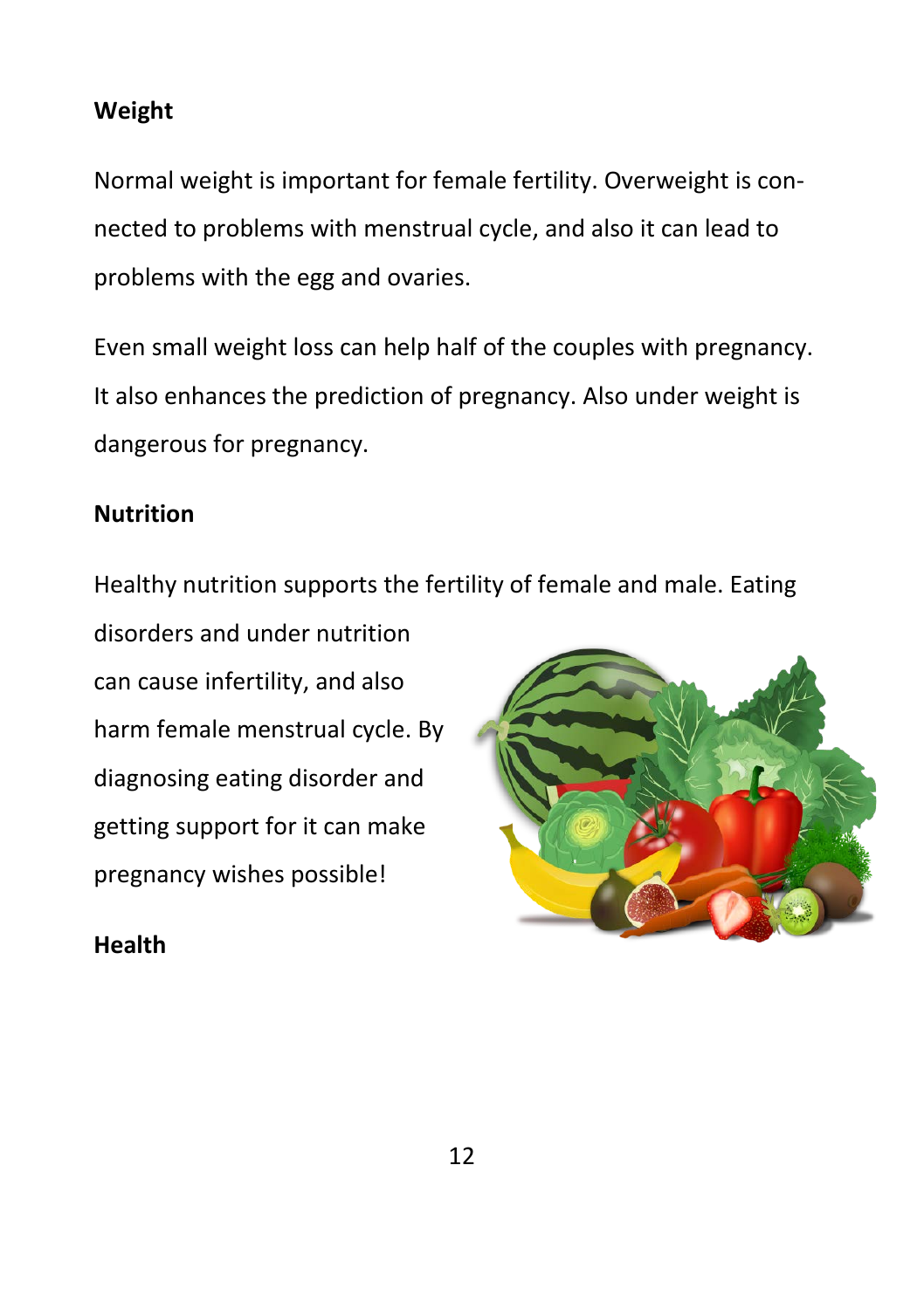## Weight

Normal weight is important for female fertility. Overweight is connected to problems with menstrual cycle, and also it can lead to problems with the egg and ovaries.

Even small weight loss can help half of the couples with pregnancy. It also enhances the prediction of pregnancy. Also under weight is dangerous for pregnancy.

## Nutrition

Healthy nutrition supports the fertility of female and male. Eating disorders and under nutrition can cause infertility, and also harm female menstrual cycle. By diagnosing eating disorder and getting support for it can make pregnancy wishes possible!

## Health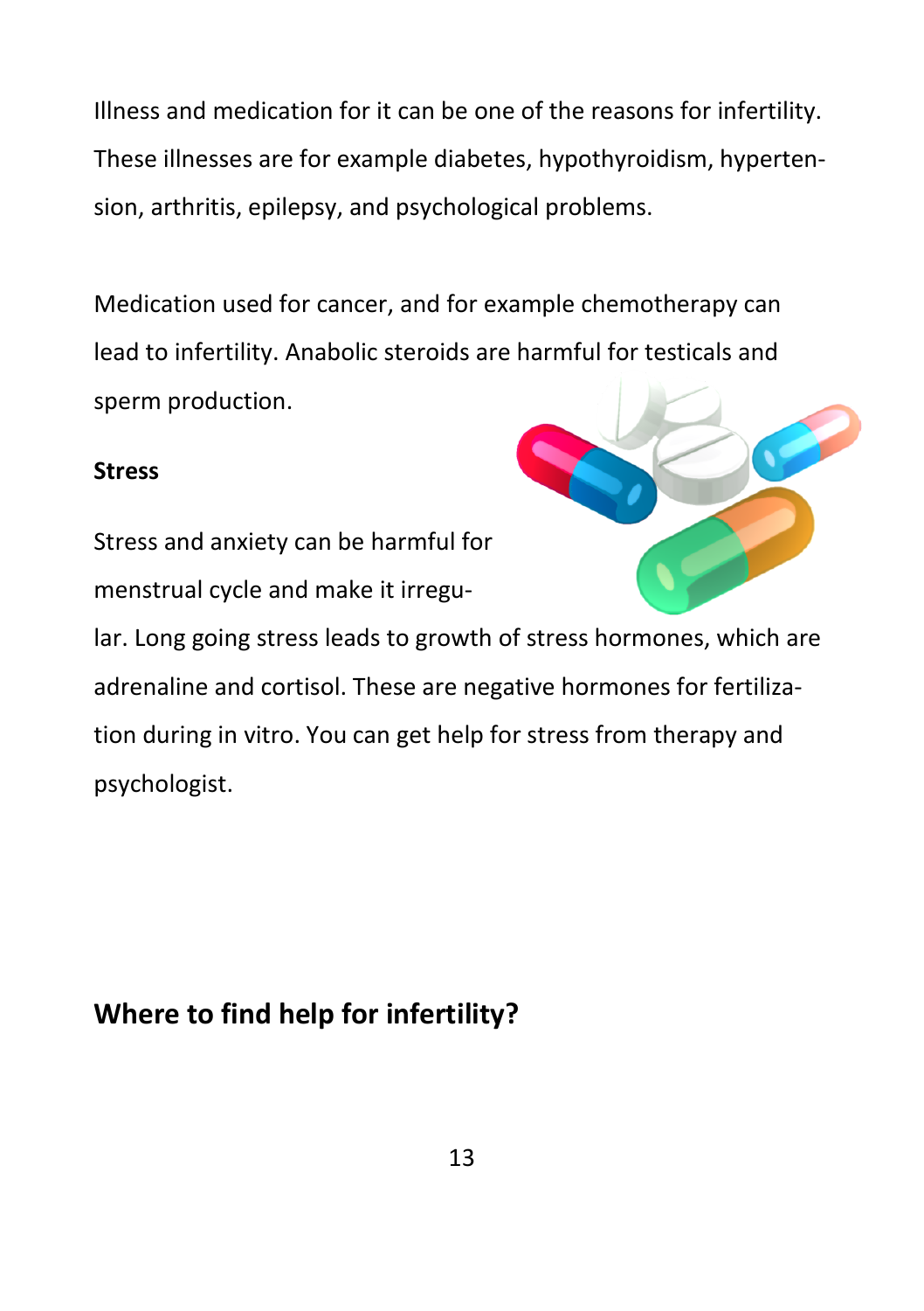Illness and medication for it can be one of the reasons for infertility. These illnesses are for example diabetes, hypothyroidism, hypertension, arthritis, epilepsy, and psychological problems.

Medication used for cancer, and for example chemotherapy can lead to infertility. Anabolic steroids are harmful for testicals and sperm production.

**Stress**

Stress and anxiety can be harmful for menstrual cycle and make it irregular. Long going stress leads to growth of stress hormones, which are adrenaline and cortisol. These are negative hormones for fertilization during in vitro. You can get help for stress from therapy and psychologist.

## Where to find help for infertility?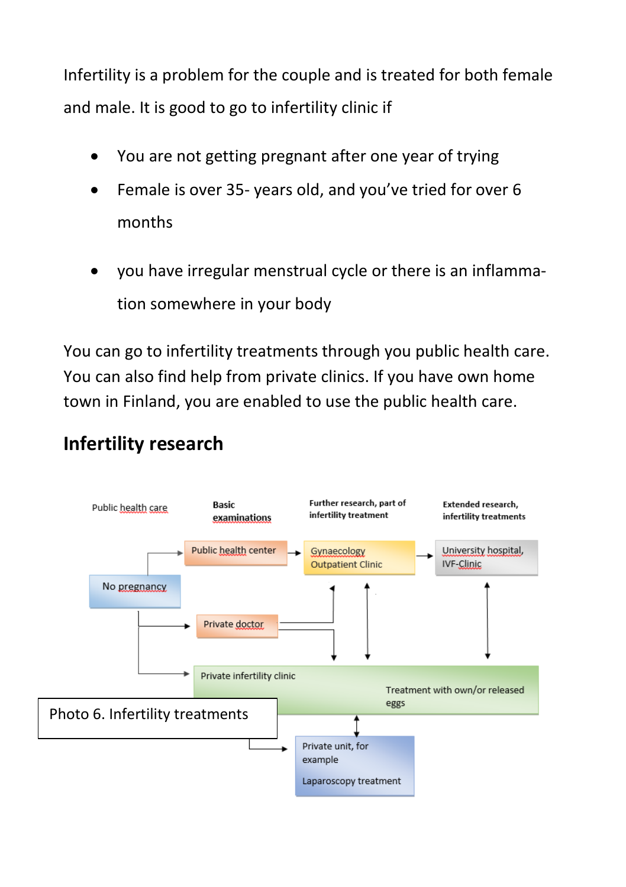Infertility is a problem for the couple and is treated for both female and male. It is good to go to infertility clinic if

- You are not getting pregnant after one year of trying
- Female is over 35- years old, and you've tried for over 6 months
- you have irregular menstrual cycle or there is an inflammation somewhere in your body

You can go to infertility treatments through you public health care. You can also find help from private clinics. If you have own home town in Finland, you are enabled to use the public health care.

## Infertility research

Public health care

Basic examinations

Further research, part of infertility treatment

Extended research, infertility treatments

No pregnancy

Public health center

Gynaecology Outpatient Clinic

University hospital, IVF-Clinic

Private doctor

Private infertility clinic

Treatment with own/or released eggs

Private unit, for example

Laparoscopy treatment

Photo 6. Infertility treatments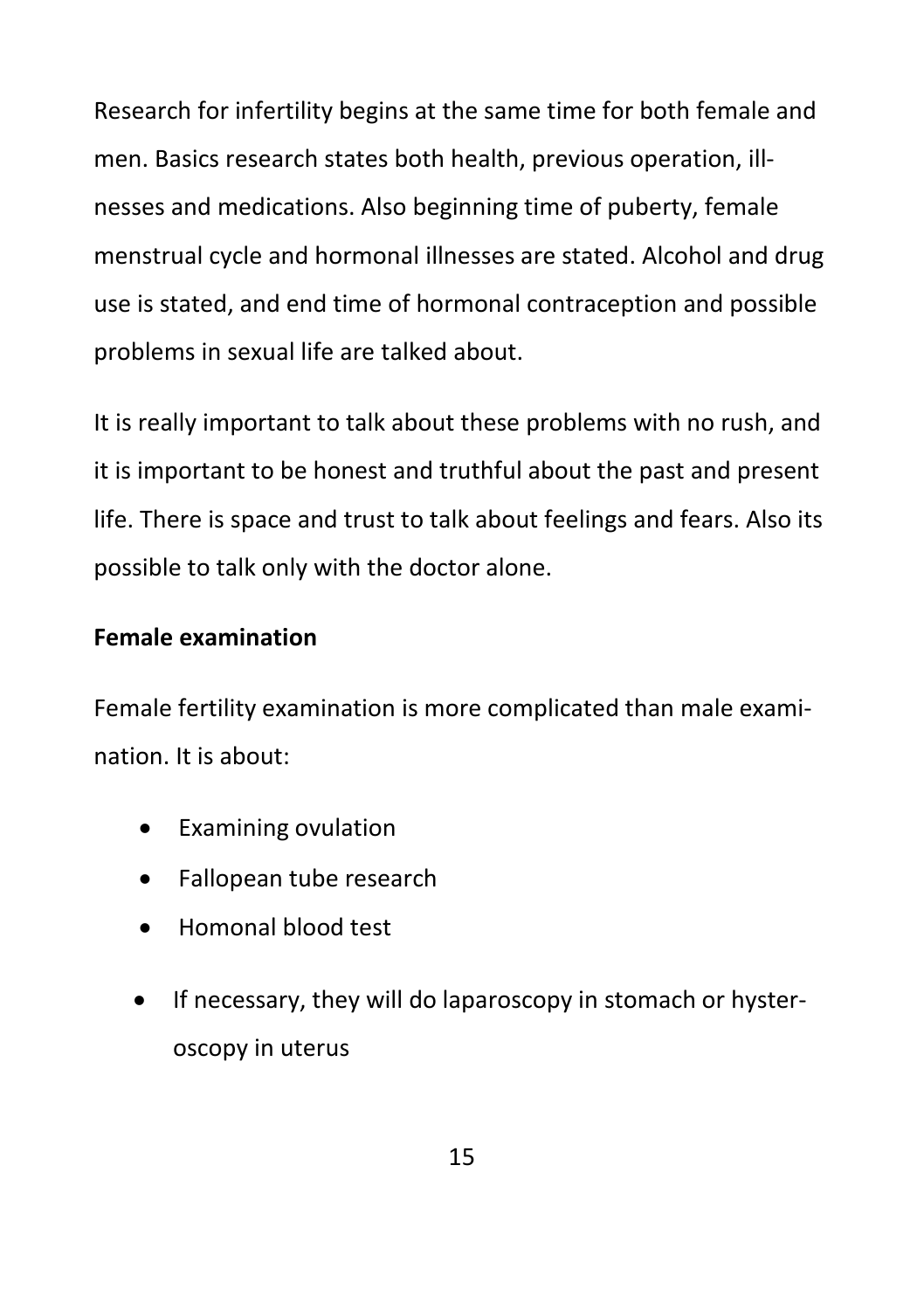Research for infertility begins at the same time for both female and men. Basics research states both health, previous operation, illnesses and medications. Also beginning time of puberty, female menstrual cycle and hormonal illnesses are stated. Alcohol and drug use is stated, and end time of hormonal contraception and possible problems in sexual life are talked about.

It is really important to talk about these problems with no rush, and it is important to be honest and truthful about the past and present life. There is space and trust to talk about feelings and fears. Also its possible to talk only with the doctor alone.

**Female examination**

Female fertility examination is more complicated than male examination. It is about:

- Examining ovulation
- Fallopean tube research
- Homonal blood test
- If necessary, they will do laparoscopy in stomach or hysteroscopy in uterus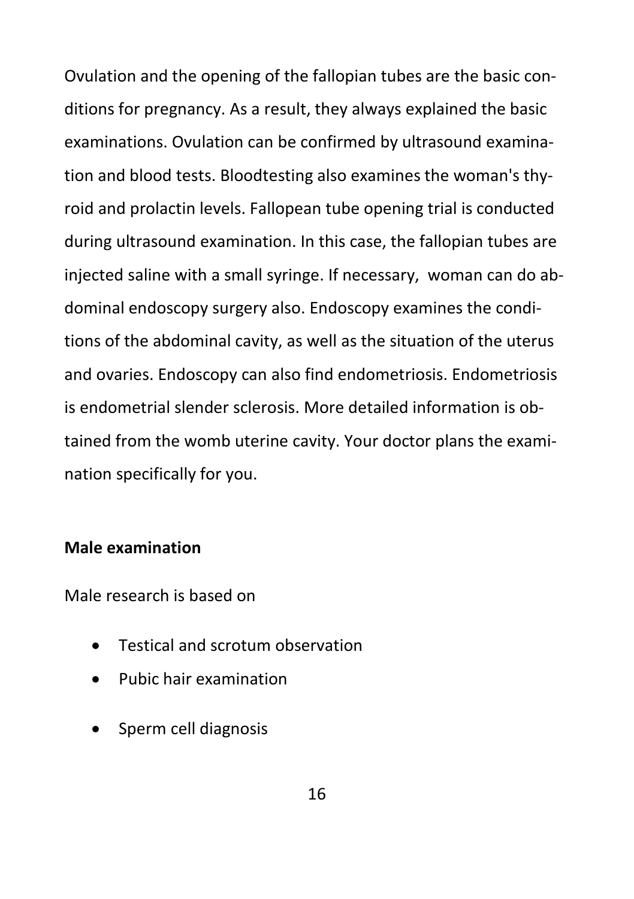Ovulation and the opening of the fallopian tubes are the basic conditions for pregnancy. As a result, they always explained the basic examinations. Ovulation can be confirmed by ultrasound examination and blood tests. Bloodtesting also examines the woman's thyroid and prolactin levels. Fallopean tube opening trial is conducted during ultrasound examination. In this case, the fallopian tubes are injected saline with a small syringe. If necessary, woman can do abdominal endoscopy surgery also. Endoscopy examines the conditions of the abdominal cavity, as well as the situation of the uterus and ovaries. Endoscopy can also find endometriosis. Endometriosis is endometrial slender sclerosis. More detailed information is obtained from the womb uterine cavity. Your doctor plans the examination specifically for you.

**Male examination**

Male research is based on

- Testical and scrotum observation
- Pubic hair examination
- Sperm cell diagnosis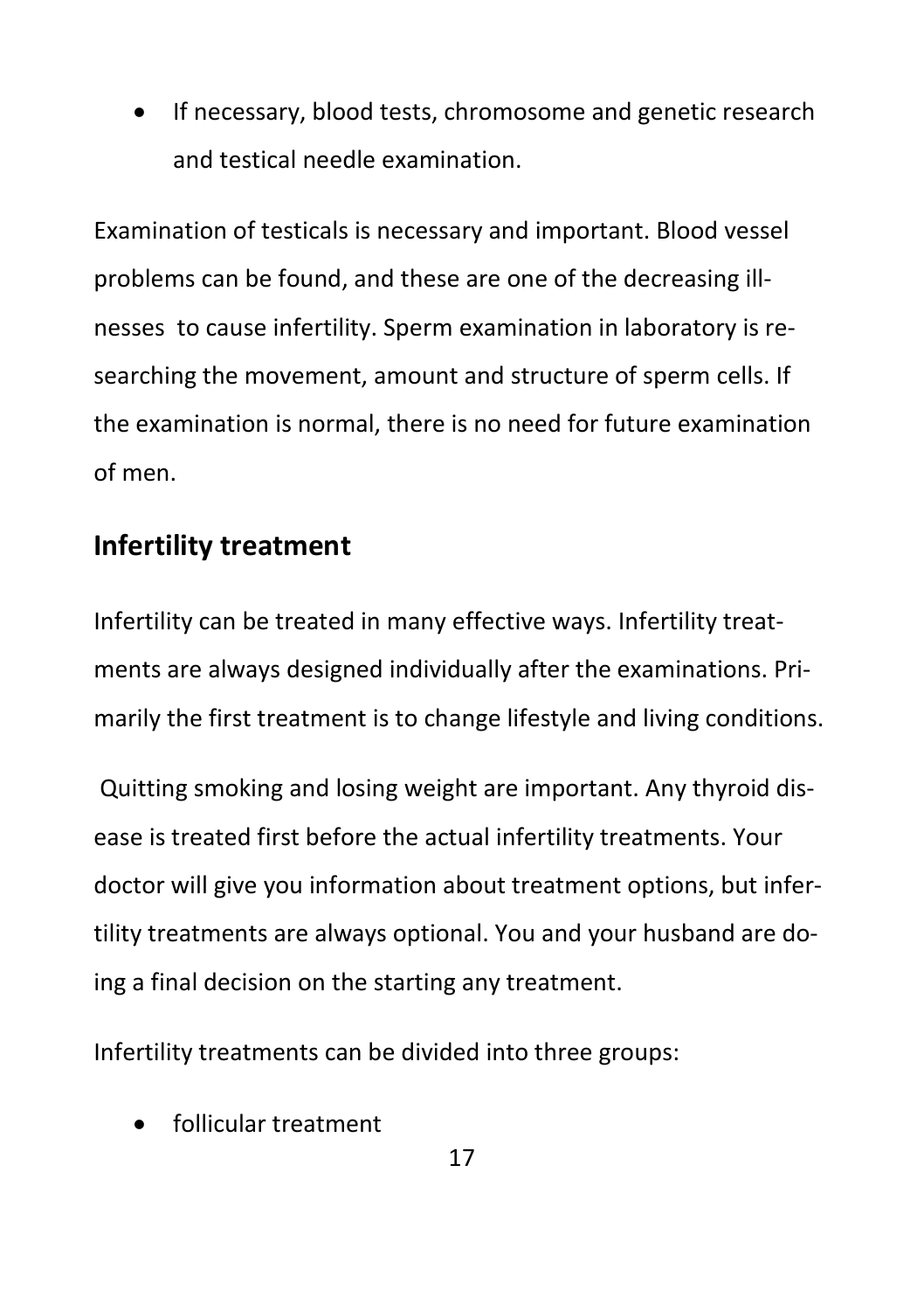- If necessary, blood tests, chromosome and genetic research and testical needle examination.

Examination of testicals is necessary and important. Blood vessel problems can be found, and these are one of the decreasing illnesses  to cause infertility. Sperm examination in laboratory is researching the movement, amount and structure of sperm cells. If the examination is normal, there is no need for future examination of men.

## Infertility treatment

Infertility can be treated in many effective ways. Infertility treatments are always designed individually after the examinations. Primarily the first treatment is to change lifestyle and living conditions.

Quitting smoking and losing weight are important. Any thyroid disease is treated first before the actual infertility treatments. Your doctor will give you information about treatment options, but infertility treatments are always optional. You and your husband are doing a final decision on the starting any treatment.

Infertility treatments can be divided into three groups:

- follicular treatment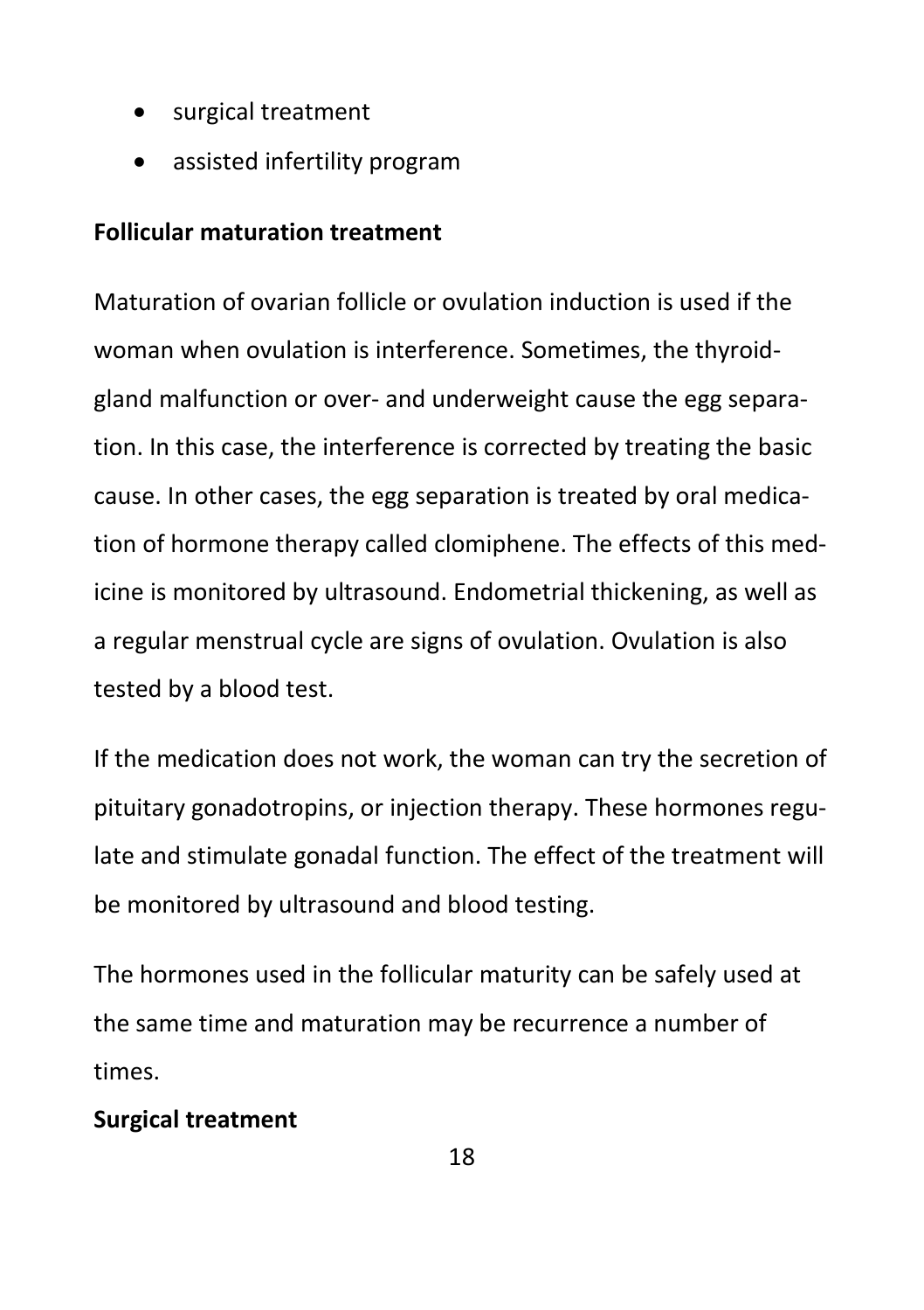- surgical treatment
- assisted infertility program

**Follicular maturation treatment**

Maturation of ovarian follicle or ovulation induction is used if the woman when ovulation is interference. Sometimes, the thyroid-gland malfunction or over- and underweight cause the egg separation. In this case, the interference is corrected by treating the basic cause. In other cases, the egg separation is treated by oral medication of hormone therapy called clomiphene. The effects of this medicine is monitored by ultrasound. Endometrial thickening, as well as a regular menstrual cycle are signs of ovulation. Ovulation is also tested by a blood test.

If the medication does not work, the woman can try the secretion of pituitary gonadotropins, or injection therapy. These hormones regulate and stimulate gonadal function. The effect of the treatment will be monitored by ultrasound and blood testing.

The hormones used in the follicular maturity can be safely used at the same time and maturation may be recurrence a number of times.

**Surgical treatment**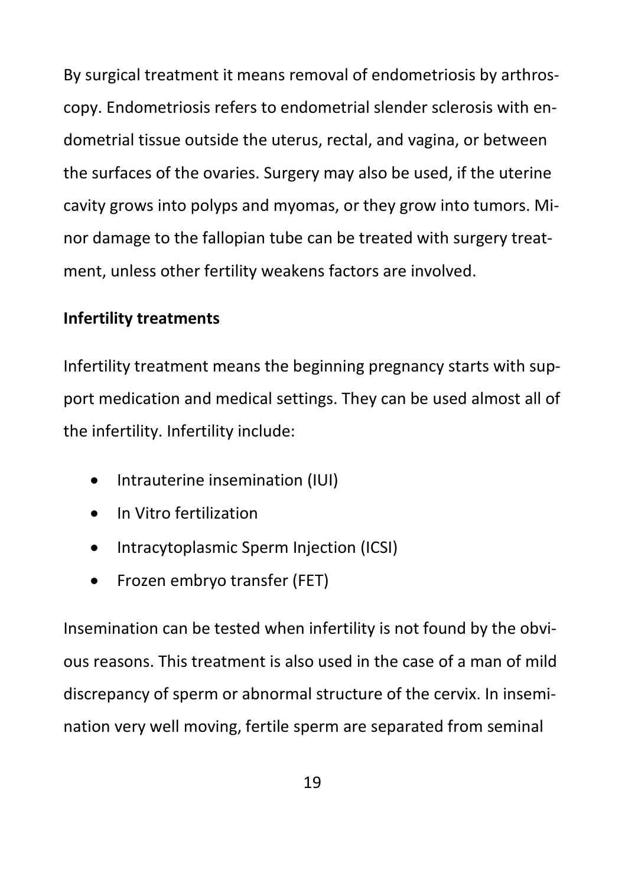By surgical treatment it means removal of endometriosis by arthroscopy. Endometriosis refers to endometrial slender sclerosis with endometrial tissue outside the uterus, rectal, and vagina, or between the surfaces of the ovaries. Surgery may also be used, if the uterine cavity grows into polyps and myomas, or they grow into tumors. Minor damage to the fallopian tube can be treated with surgery treatment, unless other fertility weakens factors are involved.

**Infertility treatments**

Infertility treatment means the beginning pregnancy starts with support medication and medical settings. They can be used almost all of the infertility. Infertility include:

- Intrauterine insemination (IUI)
- In Vitro fertilization
- Intracytoplasmic Sperm Injection (ICSI)
- Frozen embryo transfer (FET)

Insemination can be tested when infertility is not found by the obvious reasons. This treatment is also used in the case of a man of mild discrepancy of sperm or abnormal structure of the cervix. In insemination very well moving, fertile sperm are separated from seminal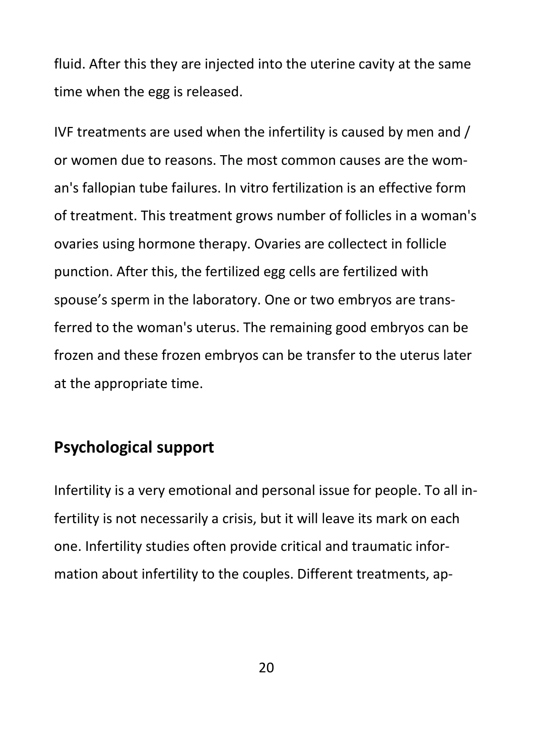fluid. After this they are injected into the uterine cavity at the same time when the egg is released.

IVF treatments are used when the infertility is caused by men and / or women due to reasons. The most common causes are the woman's fallopian tube failures. In vitro fertilization is an effective form of treatment. This treatment grows number of follicles in a woman's ovaries using hormone therapy. Ovaries are collectect in follicle punction. After this, the fertilized egg cells are fertilized with spouse's sperm in the laboratory. One or two embryos are transferred to the woman's uterus. The remaining good embryos can be frozen and these frozen embryos can be transfer to the uterus later at the appropriate time.

## Psychological support

Infertility is a very emotional and personal issue for people. To all infertility is not necessarily a crisis, but it will leave its mark on each one. Infertility studies often provide critical and traumatic information about infertility to the couples. Different treatments, ap-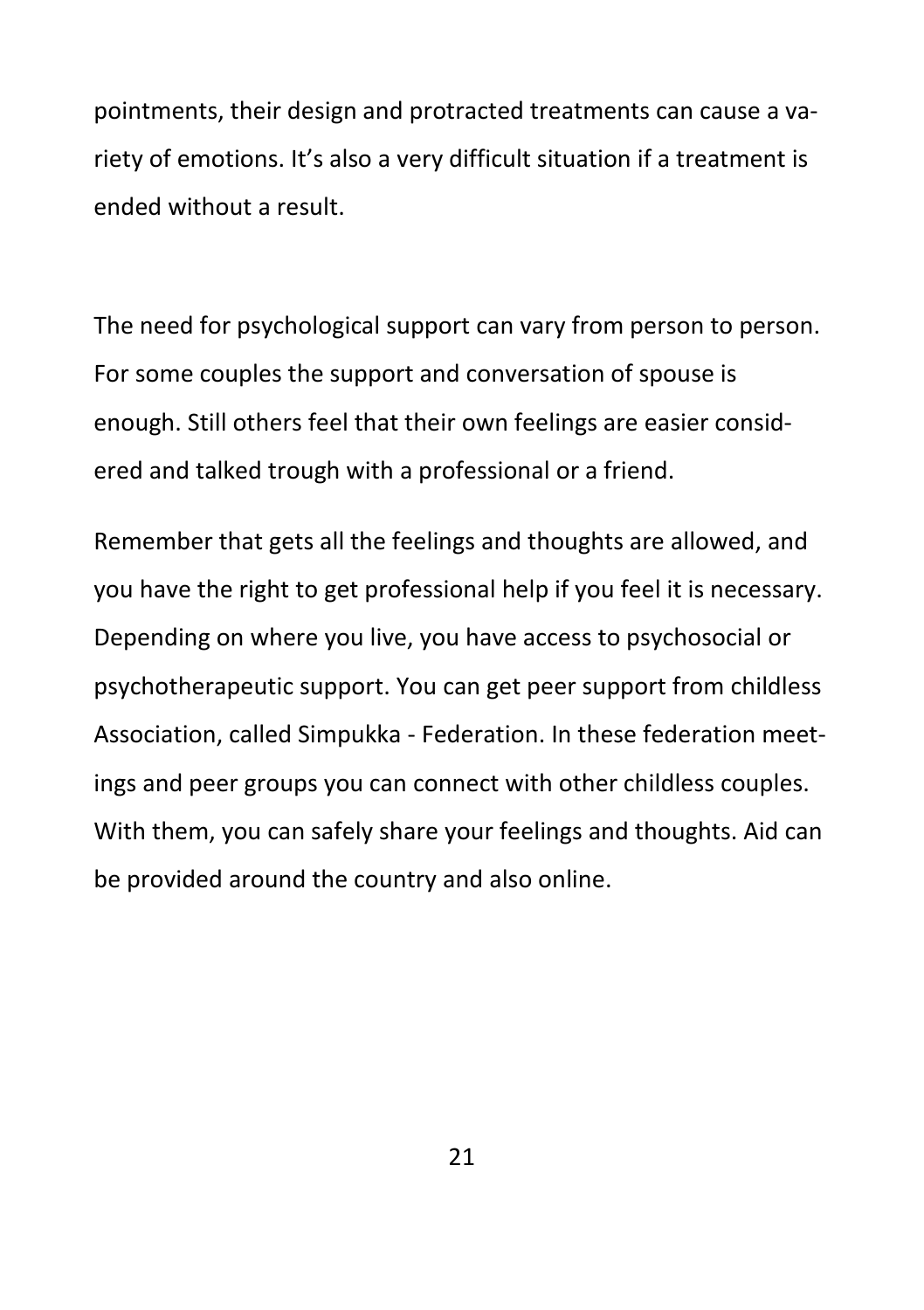pointments, their design and protracted treatments can cause a variety of emotions. It's also a very difficult situation if a treatment is ended without a result.

The need for psychological support can vary from person to person. For some couples the support and conversation of spouse is enough. Still others feel that their own feelings are easier considered and talked trough with a professional or a friend.

Remember that gets all the feelings and thoughts are allowed, and you have the right to get professional help if you feel it is necessary. Depending on where you live, you have access to psychosocial or psychotherapeutic support. You can get peer support from childless Association, called Simpukka - Federation. In these federation meetings and peer groups you can connect with other childless couples. With them, you can safely share your feelings and thoughts. Aid can be provided around the country and also online.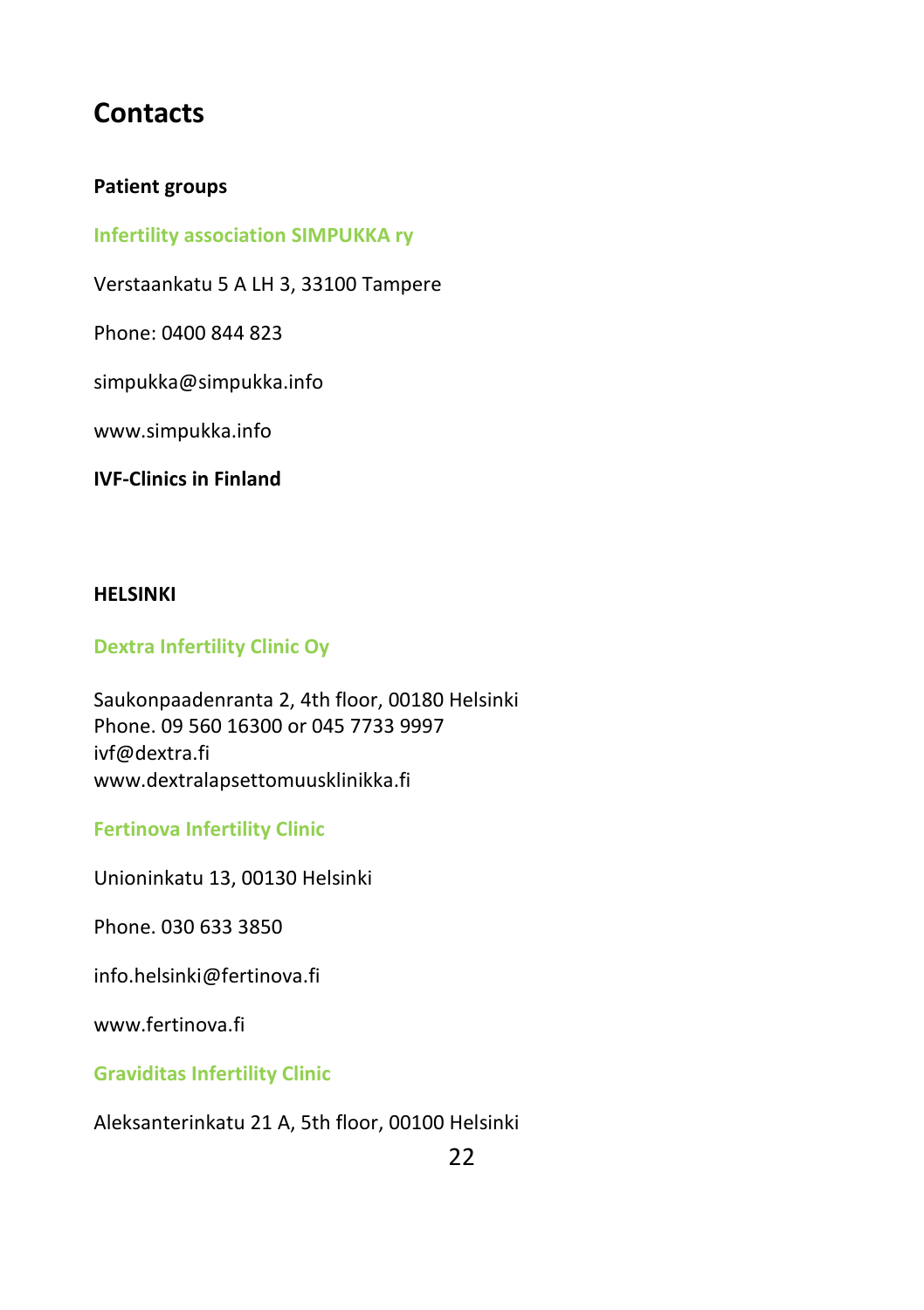# Contacts

**Patient groups**

**Infertility association SIMPUKKA ry**

Verstaankatu 5 A LH 3, 33100 Tampere

Phone: 0400 844 823

simpukka@simpukka.info

www.simpukka.info

**IVF-Clinics in Finland**

**HELSINKI**

**Dextra Infertility Clinic Oy**

Saukonpaadenranta 2, 4th floor, 00180 Helsinki
Phone. 09 560 16300 or 045 7733 9997
ivf@dextra.fi
www.dextralapsettomuusklinikka.fi

**Fertinova Infertility Clinic**

Unioninkatu 13, 00130 Helsinki

Phone. 030 633 3850

info.helsinki@fertinova.fi

www.fertinova.fi

**Graviditas Infertility Clinic**

Aleksanterinkatu 21 A, 5th floor, 00100 Helsinki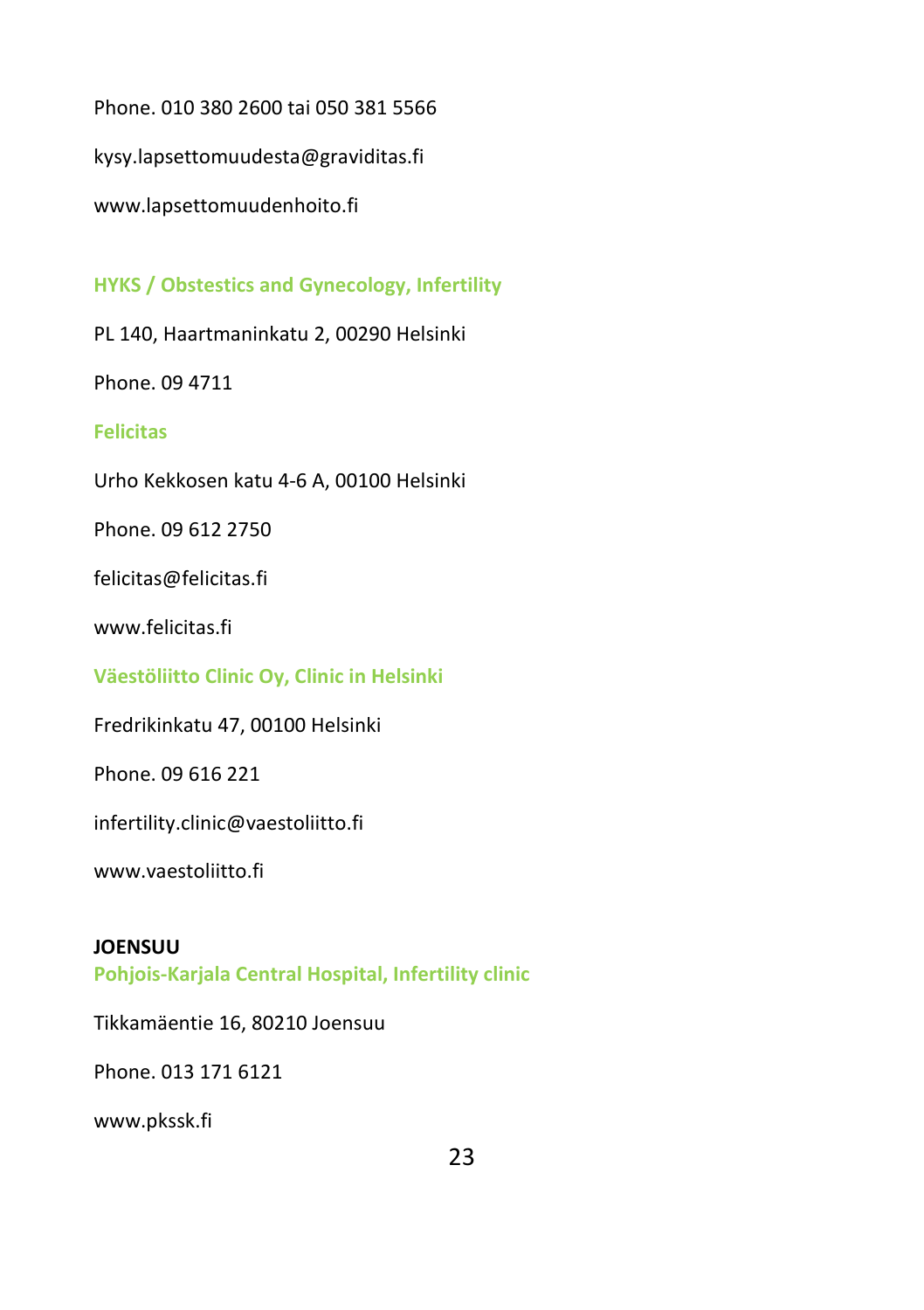Phone. 010 380 2600 tai 050 381 5566

kysy.lapsettomuudesta@graviditas.fi

www.lapsettomuudenhoito.fi

**HYKS / Obstestics and Gynecology, Infertility**

PL 140, Haartmaninkatu 2, 00290 Helsinki

Phone. 09 4711

**Felicitas**

Urho Kekkosen katu 4-6 A, 00100 Helsinki

Phone. 09 612 2750

felicitas@felicitas.fi

www.felicitas.fi

**Väestöliitto Clinic Oy, Clinic in Helsinki**

Fredrikinkatu 47, 00100 Helsinki

Phone. 09 616 221

infertility.clinic@vaestoliitto.fi

www.vaestoliitto.fi

**JOENSUU**

**Pohjois-Karjala Central Hospital, Infertility clinic**

Tikkamäentie 16, 80210 Joensuu

Phone. 013 171 6121

www.pkssk.fi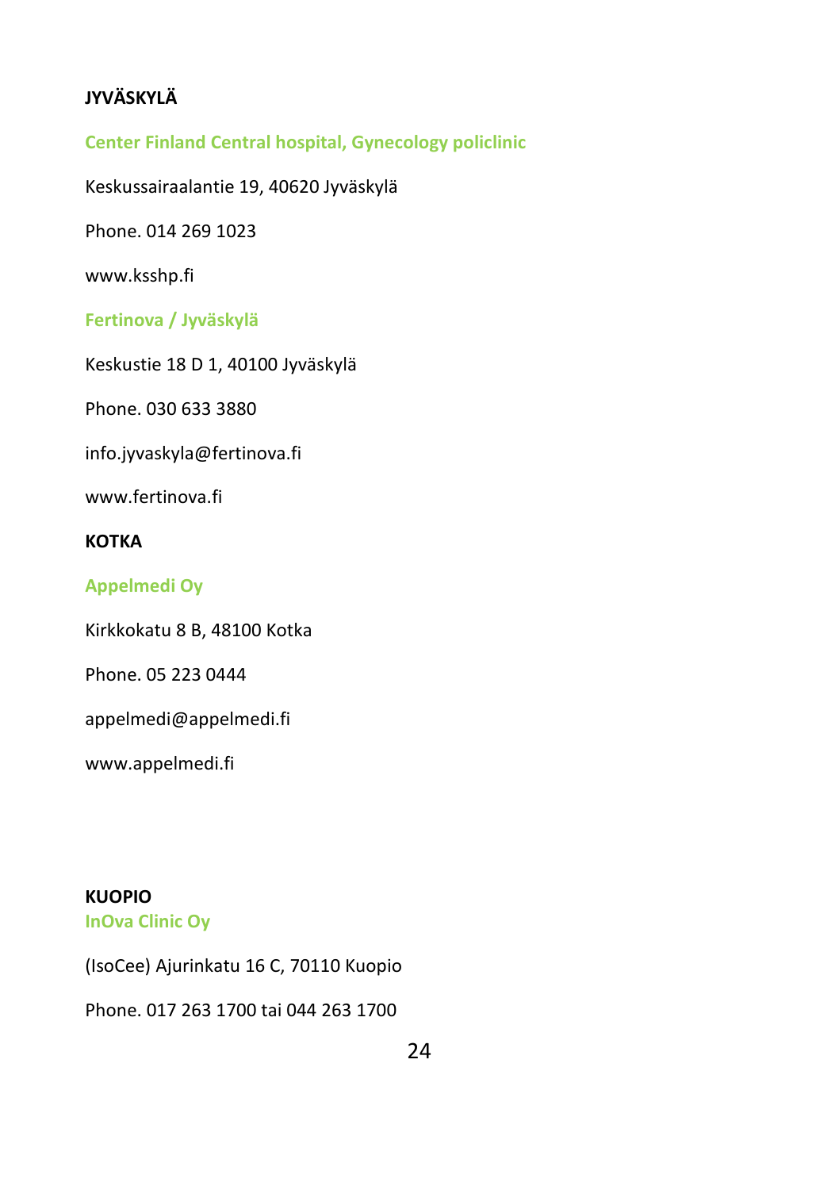## JYVÄSKYLÄ

### Center Finland Central hospital, Gynecology policlinic

Keskussairaalantie 19, 40620 Jyväskylä

Phone. 014 269 1023

www.ksshp.fi

### Fertinova / Jyväskylä

Keskustie 18 D 1, 40100 Jyväskylä

Phone. 030 633 3880

info.jyvaskyla@fertinova.fi

www.fertinova.fi

## KOTKA

### Appelmedi Oy

Kirkkokatu 8 B, 48100 Kotka

Phone. 05 223 0444

appelmedi@appelmedi.fi

www.appelmedi.fi

## KUOPIO

### InOva Clinic Oy

(IsoCee) Ajurinkatu 16 C, 70110 Kuopio

Phone. 017 263 1700 tai 044 263 1700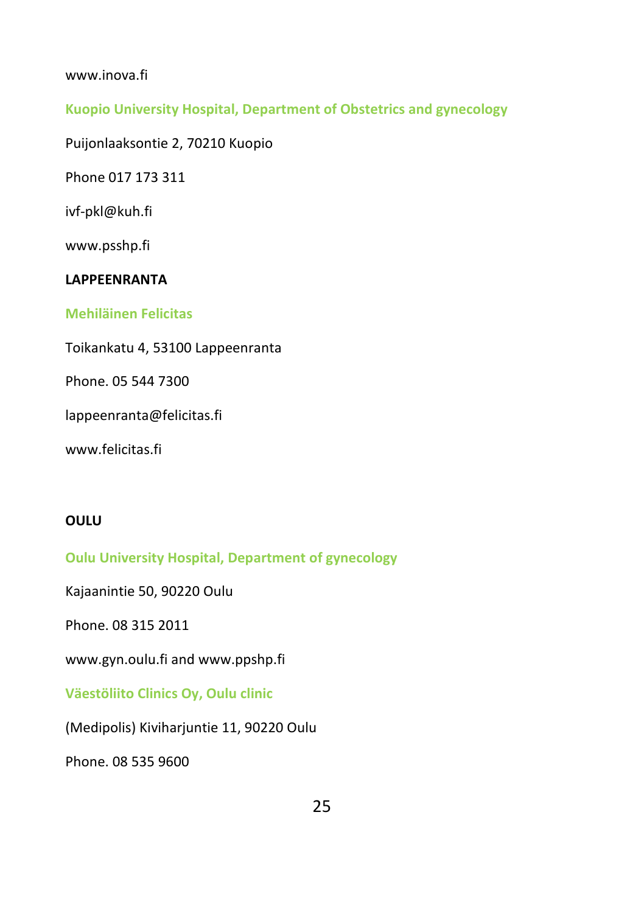www.inova.fi

**Kuopio University Hospital, Department of Obstetrics and gynecology**

Puijonlaaksontie 2, 70210 Kuopio

Phone 017 173 311

ivf-pkl@kuh.fi

www.psshp.fi

**LAPPEENRANTA**

**Mehiläinen Felicitas**

Toikankatu 4, 53100 Lappeenranta

Phone. 05 544 7300

lappeenranta@felicitas.fi

www.felicitas.fi

**OULU**

**Oulu University Hospital, Department of gynecology**

Kajaanintie 50, 90220 Oulu

Phone. 08 315 2011

www.gyn.oulu.fi and www.ppshp.fi

**Väestöliito Clinics Oy, Oulu clinic**

(Medipolis) Kiviharjuntie 11, 90220 Oulu

Phone. 08 535 9600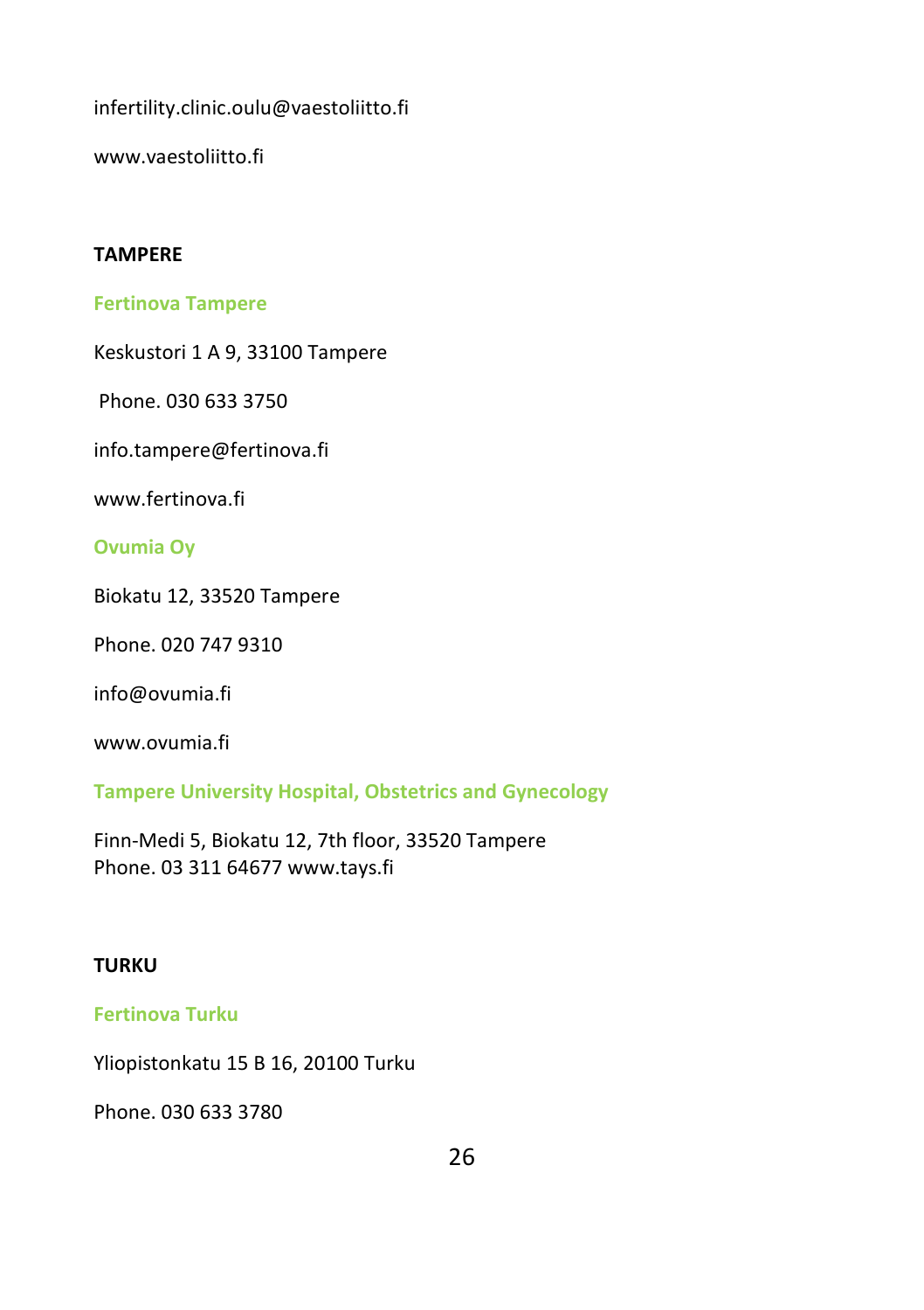infertility.clinic.oulu@vaestoliitto.fi

www.vaestoliitto.fi

## TAMPERE

### Fertinova Tampere

Keskustori 1 A 9, 33100 Tampere

Phone. 030 633 3750

info.tampere@fertinova.fi

www.fertinova.fi

### Ovumia Oy

Biokatu 12, 33520 Tampere

Phone. 020 747 9310

info@ovumia.fi

www.ovumia.fi

### Tampere University Hospital, Obstetrics and Gynecology

Finn-Medi 5, Biokatu 12, 7th floor, 33520 Tampere
Phone. 03 311 64677 www.tays.fi

## TURKU

### Fertinova Turku

Yliopistonkatu 15 B 16, 20100 Turku

Phone. 030 633 3780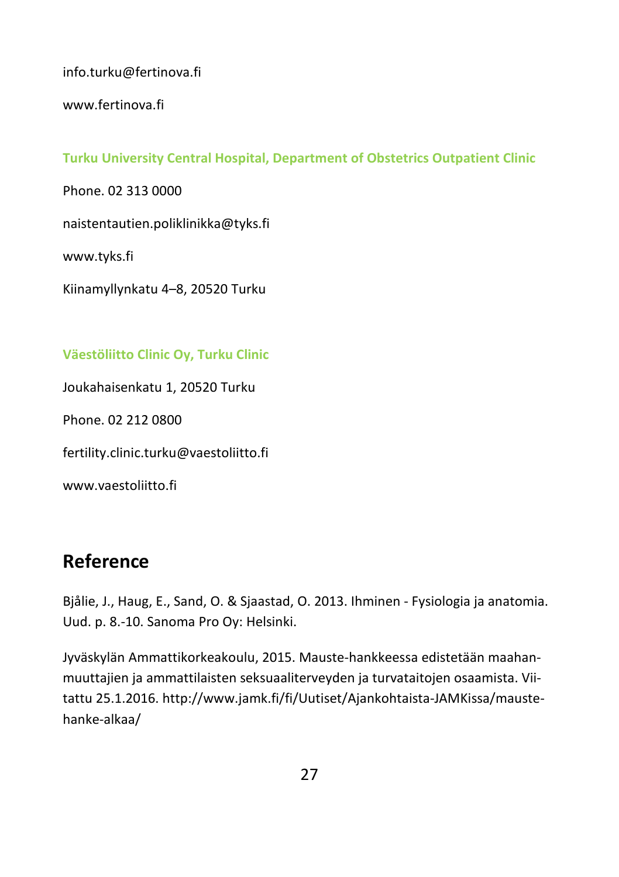info.turku@fertinova.fi

www.fertinova.fi

**Turku University Central Hospital, Department of Obstetrics Outpatient Clinic**

Phone. 02 313 0000

naistentautien.poliklinikka@tyks.fi

www.tyks.fi

Kiinamyllynkatu 4–8, 20520 Turku

**Väestöliitto Clinic Oy, Turku Clinic**

Joukahaisenkatu 1, 20520 Turku

Phone. 02 212 0800

fertility.clinic.turku@vaestoliitto.fi

www.vaestoliitto.fi

## Reference

Bjålie, J., Haug, E., Sand, O. & Sjaastad, O. 2013. Ihminen - Fysiologia ja anatomia. Uud. p. 8.-10. Sanoma Pro Oy: Helsinki.

Jyväskylän Ammattikorkeakoulu, 2015. Mauste-hankkeessa edistetään maahanmuuttajien ja ammattilaisten seksuaaliterveyden ja turvataitojen osaamista. Viitattu 25.1.2016. http://www.jamk.fi/fi/Uutiset/Ajankohtaista-JAMKissa/mauste-hanke-alkaa/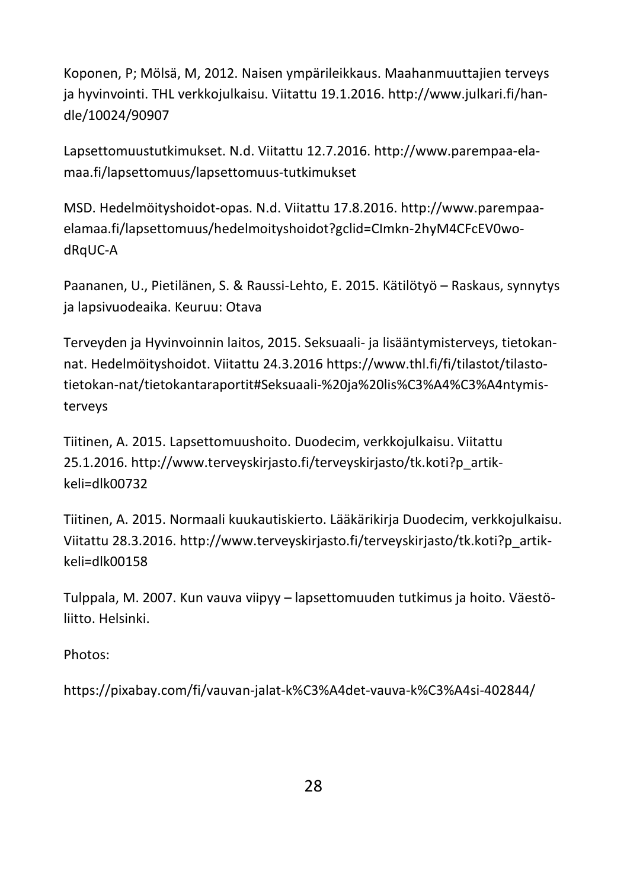Koponen, P; Mölsä, M, 2012. Naisen ympärileikkaus. Maahanmuuttajien terveys ja hyvinvointi. THL verkkojulkaisu. Viitattu 19.1.2016. http://www.julkari.fi/handle/10024/90907

Lapsettomuustutkimukset. N.d. Viitattu 12.7.2016. http://www.parempaa-elamaa.fi/lapsettomuus/lapsettomuus-tutkimukset

MSD. Hedelmöityshoidot-opas. N.d. Viitattu 17.8.2016. http://www.parempaa-elamaa.fi/lapsettomuus/hedelmoityshoidot?gclid=CImkn-2hyM4CFcEV0wodRqUC-A

Paananen, U., Pietilänen, S. & Raussi-Lehto, E. 2015. Kätilötyö – Raskaus, synnytys ja lapsivuodeaika. Keuruu: Otava

Terveyden ja Hyvinvoinnin laitos, 2015. Seksuaali- ja lisääntymisterveys, tietokannat. Hedelmöityshoidot. Viitattu 24.3.2016 https://www.thl.fi/fi/tilastot/tilastotietokan-nat/tietokantaraportit#Seksuaali-%20ja%20lis%C3%A4%C3%A4ntymisterveys

Tiitinen, A. 2015. Lapsettomuushoito. Duodecim, verkkojulkaisu. Viitattu 25.1.2016. http://www.terveyskirjasto.fi/terveyskirjasto/tk.koti?p_artikkeli=dlk00732

Tiitinen, A. 2015. Normaali kuukautiskierto. Lääkärikirja Duodecim, verkkojulkaisu. Viitattu 28.3.2016. http://www.terveyskirjasto.fi/terveyskirjasto/tk.koti?p_artikkeli=dlk00158

Tulppala, M. 2007. Kun vauva viipyy – lapsettomuuden tutkimus ja hoito. Väestöliitto. Helsinki.

Photos:

https://pixabay.com/fi/vauvan-jalat-k%C3%A4det-vauva-k%C3%A4si-402844/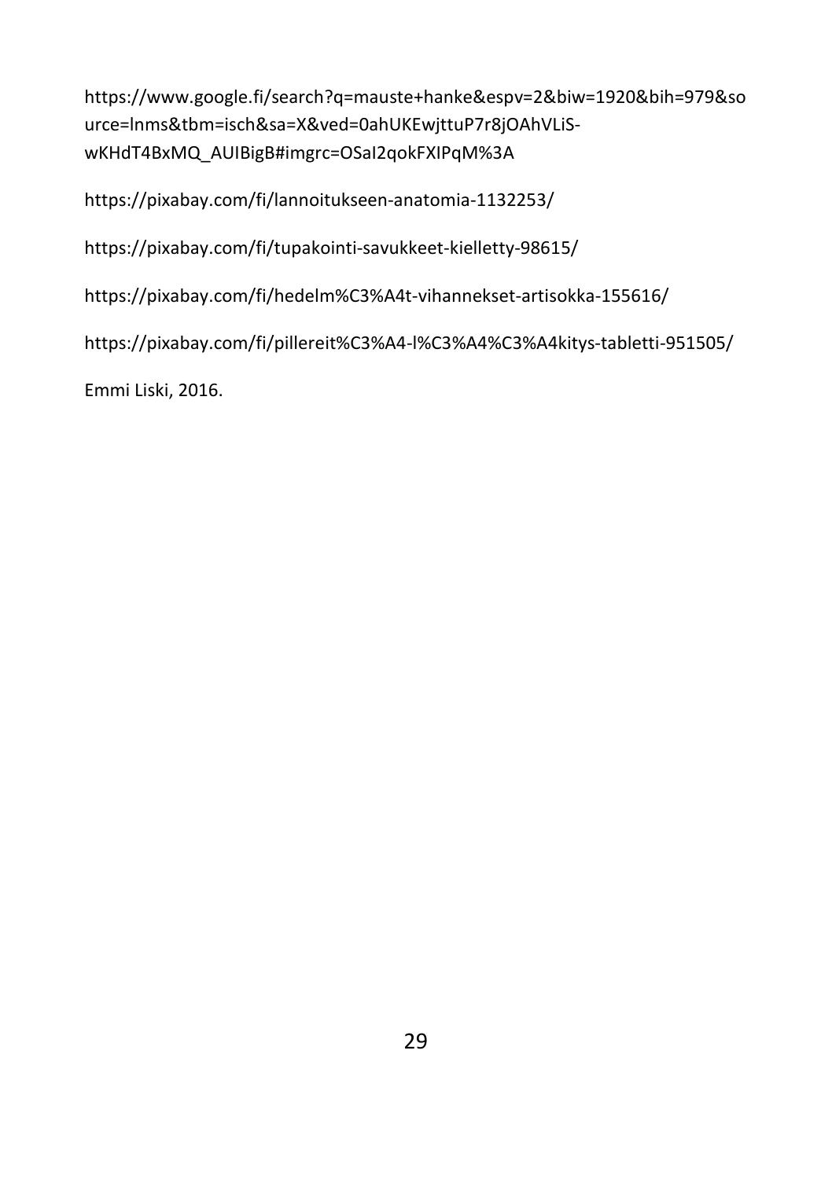https://www.google.fi/search?q=mauste+hanke&espv=2&biw=1920&bih=979&source=lnms&tbm=isch&sa=X&ved=0ahUKEwjttuP7r8jOAhVLiS-wKHdT4BxMQ_AUIBigB#imgrc=OSaI2qokFXIPqM%3A

https://pixabay.com/fi/lannoitukseen-anatomia-1132253/

https://pixabay.com/fi/tupakointi-savukkeet-kielletty-98615/

https://pixabay.com/fi/hedelm%C3%A4t-vihannekset-artisokka-155616/

https://pixabay.com/fi/pillereit%C3%A4-l%C3%A4%C3%A4kitys-tabletti-951505/

Emmi Liski, 2016.